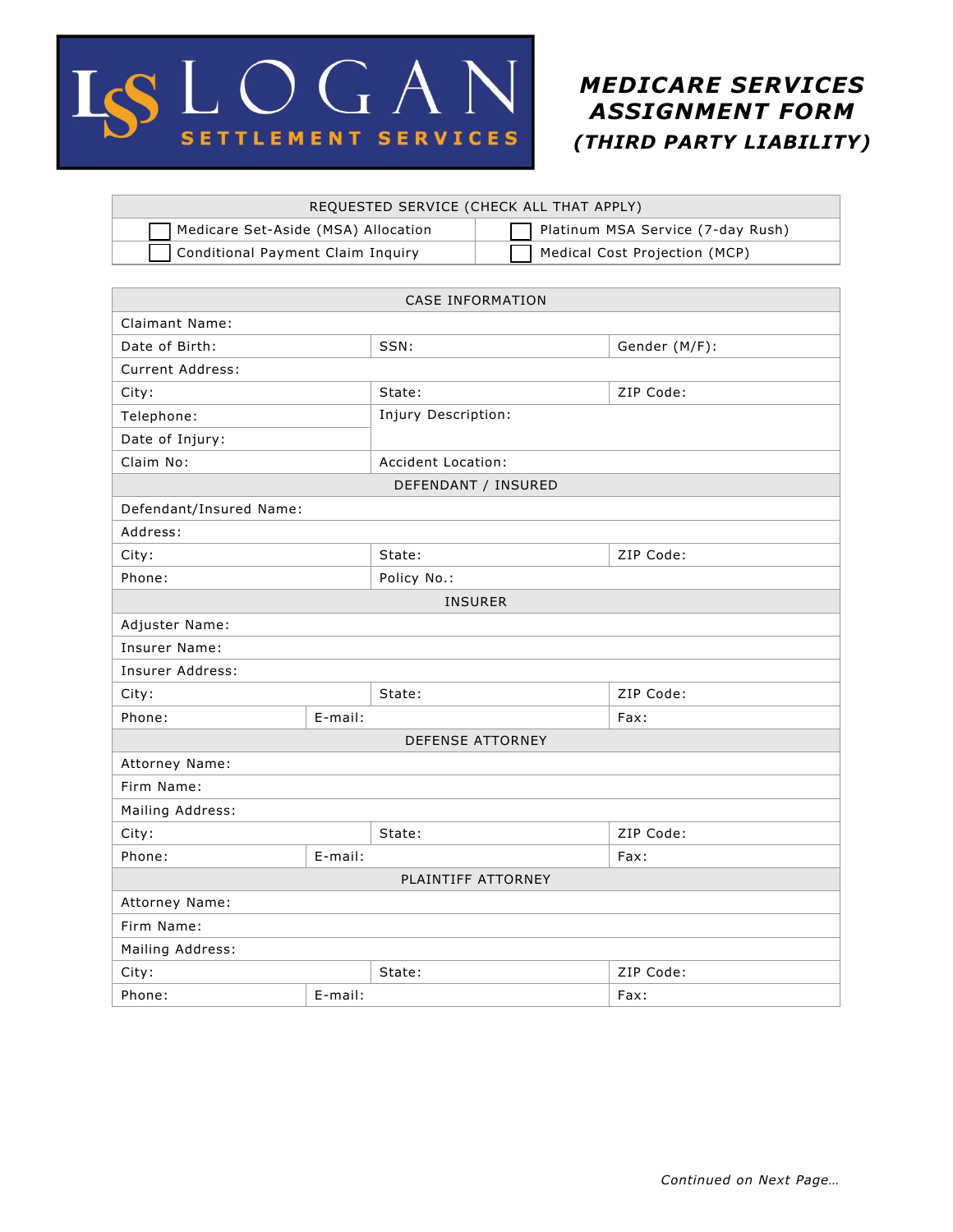LOGAN SETTLEMENT SERVICES

# MEDICARE SERVICES ASSIGNMENT FORM

### *(THIRD PARTY LIABILITY)*

| REQUESTED SERVICE (CHECK ALL THAT APPLY) | |
|---|---|
| ☐ Medicare Set-Aside (MSA) Allocation | ☐ Platinum MSA Service (7-day Rush) |
| ☐ Conditional Payment Claim Inquiry | ☐ Medical Cost Projection (MCP) |

| CASE INFORMATION | | | |
|---|---|---|---|
| Claimant Name: | | | |
| Date of Birth: | | SSN: | Gender (M/F): |
| Current Address: | | | |
| City: | | State: | ZIP Code: |
| Telephone: | | Injury Description: | |
| Date of Injury: | | | |
| Claim No: | | Accident Location: | |
| **DEFENDANT / INSURED** | | | |
| Defendant/Insured Name: | | | |
| Address: | | | |
| City: | | State: | ZIP Code: |
| Phone: | | Policy No.: | |
| **INSURER** | | | |
| Adjuster Name: | | | |
| Insurer Name: | | | |
| Insurer Address: | | | |
| City: | | State: | ZIP Code: |
| Phone: | E-mail: | | Fax: |
| **DEFENSE ATTORNEY** | | | |
| Attorney Name: | | | |
| Firm Name: | | | |
| Mailing Address: | | | |
| City: | | State: | ZIP Code: |
| Phone: | E-mail: | | Fax: |
| **PLAINTIFF ATTORNEY** | | | |
| Attorney Name: | | | |
| Firm Name: | | | |
| Mailing Address: | | | |
| City: | | State: | ZIP Code: |
| Phone: | E-mail: | | Fax: |

*Continued on Next Page…*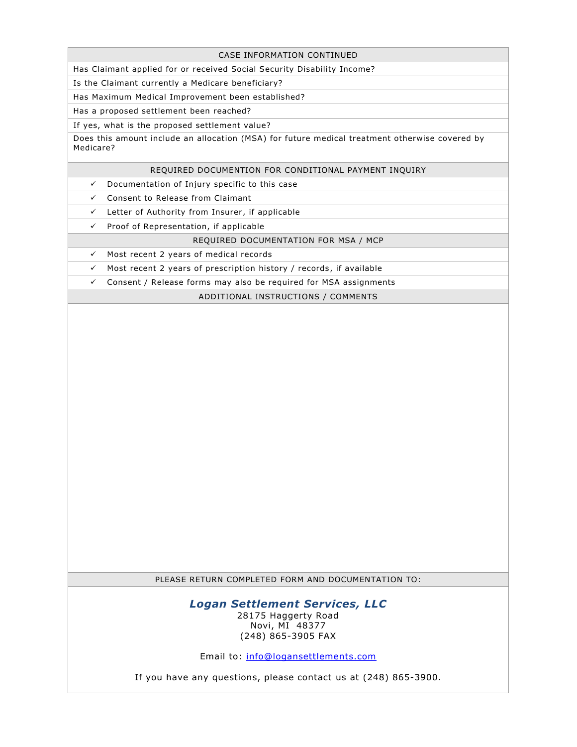## CASE INFORMATION CONTINUED

| | |
|---|---|
| Has Claimant applied for or received Social Security Disability Income? | |
| Is the Claimant currently a Medicare beneficiary? | |
| Has Maximum Medical Improvement been established? | |
| Has a proposed settlement been reached? | |
| If yes, what is the proposed settlement value? | |
| Does this amount include an allocation (MSA) for future medical treatment otherwise covered by Medicare? | |

## REQUIRED DOCUMENTION FOR CONDITIONAL PAYMENT INQUIRY

- ✓ Documentation of Injury specific to this case
- ✓ Consent to Release from Claimant
- ✓ Letter of Authority from Insurer, if applicable
- ✓ Proof of Representation, if applicable

## REQUIRED DOCUMENTATION FOR MSA / MCP

- ✓ Most recent 2 years of medical records
- ✓ Most recent 2 years of prescription history / records, if available
- ✓ Consent / Release forms may also be required for MSA assignments

## ADDITIONAL INSTRUCTIONS / COMMENTS

## PLEASE RETURN COMPLETED FORM AND DOCUMENTATION TO:

***Logan Settlement Services, LLC***
28175 Haggerty Road
Novi, MI 48377
(248) 865-3905 FAX

Email to: info@logansettlements.com

If you have any questions, please contact us at (248) 865-3900.